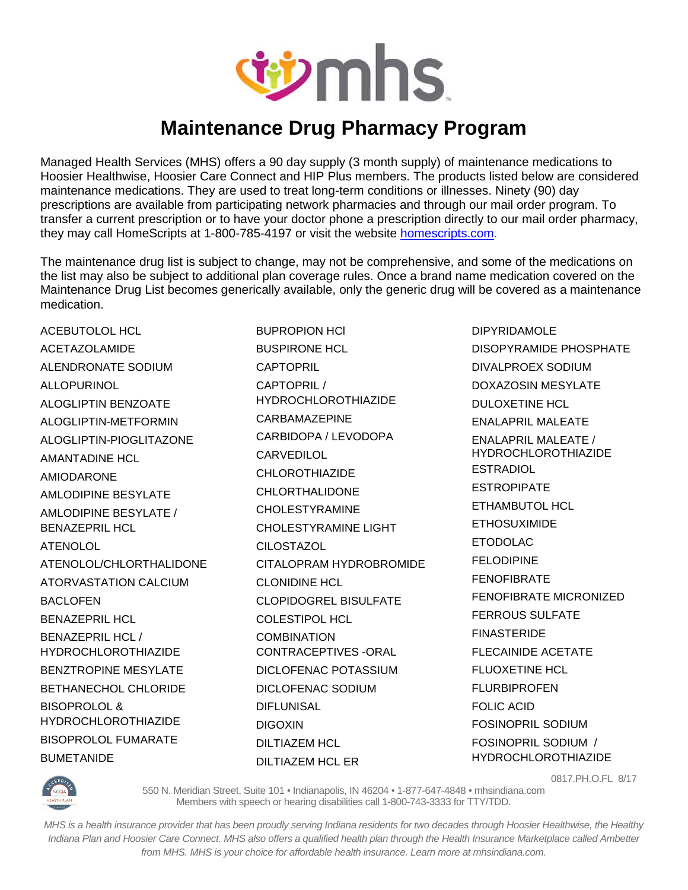# Maintenance Drug Pharmacy Program

Managed Health Services (MHS) offers a 90 day supply (3 month supply) of maintenance medications to Hoosier Healthwise, Hoosier Care Connect and HIP Plus members. The products listed below are considered maintenance medications. They are used to treat long-term conditions or illnesses. Ninety (90) day prescriptions are available from participating network pharmacies and through our mail order program. To transfer a current prescription or to have your doctor phone a prescription directly to our mail order pharmacy, they may call HomeScripts at 1-800-785-4197 or visit the website homescripts.com.

The maintenance drug list is subject to change, may not be comprehensive, and some of the medications on the list may also be subject to additional plan coverage rules. Once a brand name medication covered on the Maintenance Drug List becomes generically available, only the generic drug will be covered as a maintenance medication.

ACEBUTOLOL HCL
ACETAZOLAMIDE
ALENDRONATE SODIUM
ALLOPURINOL
ALOGLIPTIN BENZOATE
ALOGLIPTIN-METFORMIN
ALOGLIPTIN-PIOGLITAZONE
AMANTADINE HCL
AMIODARONE
AMLODIPINE BESYLATE
AMLODIPINE BESYLATE / BENAZEPRIL HCL
ATENOLOL
ATENOLOL/CHLORTHALIDONE
ATORVASTATION CALCIUM
BACLOFEN
BENAZEPRIL HCL
BENAZEPRIL HCL / HYDROCHLOROTHIAZIDE
BENZTROPINE MESYLATE
BETHANECHOL CHLORIDE
BISOPROLOL & HYDROCHLOROTHIAZIDE
BISOPROLOL FUMARATE
BUMETANIDE
BUPROPION HCl
BUSPIRONE HCL
CAPTOPRIL
CAPTOPRIL / HYDROCHLOROTHIAZIDE
CARBAMAZEPINE
CARBIDOPA / LEVODOPA
CARVEDILOL
CHLOROTHIAZIDE
CHLORTHALIDONE
CHOLESTYRAMINE
CHOLESTYRAMINE LIGHT
CILOSTAZOL
CITALOPRAM HYDROBROMIDE
CLONIDINE HCL
CLOPIDOGREL BISULFATE
COLESTIPOL HCL
COMBINATION CONTRACEPTIVES -ORAL
DICLOFENAC POTASSIUM
DICLOFENAC SODIUM
DIFLUNISAL
DIGOXIN
DILTIAZEM HCL
DILTIAZEM HCL ER
DIPYRIDAMOLE
DISOPYRAMIDE PHOSPHATE
DIVALPROEX SODIUM
DOXAZOSIN MESYLATE
DULOXETINE HCL
ENALAPRIL MALEATE
ENALAPRIL MALEATE / HYDROCHLOROTHIAZIDE
ESTRADIOL
ESTROPIPATE
ETHAMBUTOL HCL
ETHOSUXIMIDE
ETODOLAC
FELODIPINE
FENOFIBRATE
FENOFIBRATE MICRONIZED
FERROUS SULFATE
FINASTERIDE
FLECAINIDE ACETATE
FLUOXETINE HCL
FLURBIPROFEN
FOLIC ACID
FOSINOPRIL SODIUM
FOSINOPRIL SODIUM / HYDROCHLOROTHIAZIDE

0817.PH.O.FL 8/17

550 N. Meridian Street, Suite 101 • Indianapolis, IN 46204 • 1-877-647-4848 • mhsindiana.com
Members with speech or hearing disabilities call 1-800-743-3333 for TTY/TDD.

*MHS is a health insurance provider that has been proudly serving Indiana residents for two decades through Hoosier Healthwise, the Healthy Indiana Plan and Hoosier Care Connect. MHS also offers a qualified health plan through the Health Insurance Marketplace called Ambetter from MHS. MHS is your choice for affordable health insurance. Learn more at mhsindiana.com.*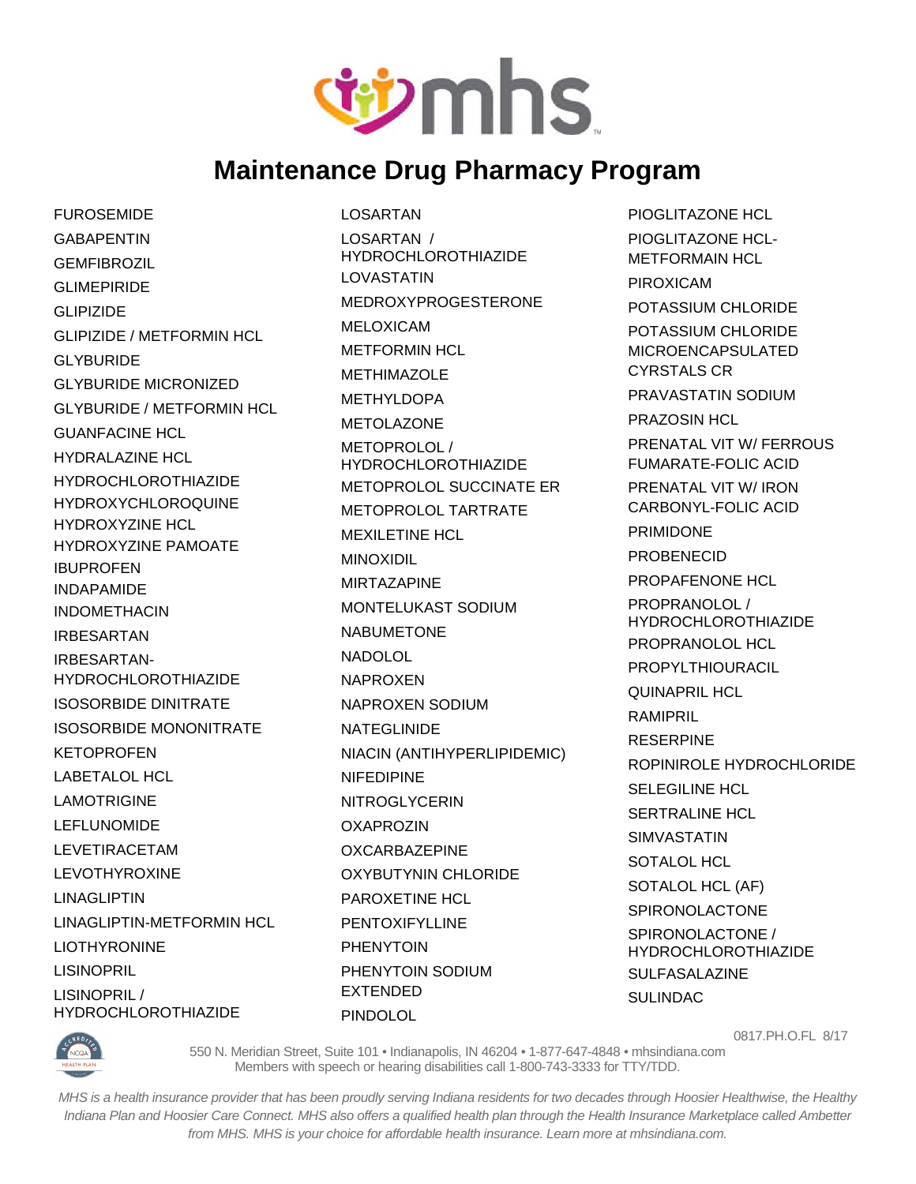# Maintenance Drug Pharmacy Program

FUROSEMIDE
GABAPENTIN
GEMFIBROZIL
GLIMEPIRIDE
GLIPIZIDE
GLIPIZIDE / METFORMIN HCL
GLYBURIDE
GLYBURIDE MICRONIZED
GLYBURIDE / METFORMIN HCL
GUANFACINE HCL
HYDRALAZINE HCL
HYDROCHLOROTHIAZIDE
HYDROXYCHLOROQUINE
HYDROXYZINE HCL
HYDROXYZINE PAMOATE
IBUPROFEN
INDAPAMIDE
INDOMETHACIN
IRBESARTAN
IRBESARTAN-HYDROCHLOROTHIAZIDE
ISOSORBIDE DINITRATE
ISOSORBIDE MONONITRATE
KETOPROFEN
LABETALOL HCL
LAMOTRIGINE
LEFLUNOMIDE
LEVETIRACETAM
LEVOTHYROXINE
LINAGLIPTIN
LINAGLIPTIN-METFORMIN HCL
LIOTHYRONINE
LISINOPRIL
LISINOPRIL / HYDROCHLOROTHIAZIDE
LOSARTAN
LOSARTAN / HYDROCHLOROTHIAZIDE
LOVASTATIN
MEDROXYPROGESTERONE
MELOXICAM
METFORMIN HCL
METHIMAZOLE
METHYLDOPA
METOLAZONE
METOPROLOL / HYDROCHLOROTHIAZIDE
METOPROLOL SUCCINATE ER
METOPROLOL TARTRATE
MEXILETINE HCL
MINOXIDIL
MIRTAZAPINE
MONTELUKAST SODIUM
NABUMETONE
NADOLOL
NAPROXEN
NAPROXEN SODIUM
NATEGLINIDE
NIACIN (ANTIHYPERLIPIDEMIC)
NIFEDIPINE
NITROGLYCERIN
OXAPROZIN
OXCARBAZEPINE
OXYBUTYNIN CHLORIDE
PAROXETINE HCL
PENTOXIFYLLINE
PHENYTOIN
PHENYTOIN SODIUM EXTENDED
PINDOLOL
PIOGLITAZONE HCL
PIOGLITAZONE HCL-METFORMAIN HCL
PIROXICAM
POTASSIUM CHLORIDE
POTASSIUM CHLORIDE MICROENCAPSULATED CYRSTALS CR
PRAVASTATIN SODIUM
PRAZOSIN HCL
PRENATAL VIT W/ FERROUS FUMARATE-FOLIC ACID
PRENATAL VIT W/ IRON CARBONYL-FOLIC ACID
PRIMIDONE
PROBENECID
PROPAFENONE HCL
PROPRANOLOL / HYDROCHLOROTHIAZIDE
PROPRANOLOL HCL
PROPYLTHIOURACIL
QUINAPRIL HCL
RAMIPRIL
RESERPINE
ROPINIROLE HYDROCHLORIDE
SELEGILINE HCL
SERTRALINE HCL
SIMVASTATIN
SOTALOL HCL
SOTALOL HCL (AF)
SPIRONOLACTONE
SPIRONOLACTONE / HYDROCHLOROTHIAZIDE
SULFASALAZINE
SULINDAC

0817.PH.O.FL 8/17

550 N. Meridian Street, Suite 101 • Indianapolis, IN 46204 • 1-877-647-4848 • mhsindiana.com
Members with speech or hearing disabilities call 1-800-743-3333 for TTY/TDD.

*MHS is a health insurance provider that has been proudly serving Indiana residents for two decades through Hoosier Healthwise, the Healthy Indiana Plan and Hoosier Care Connect. MHS also offers a qualified health plan through the Health Insurance Marketplace called Ambetter from MHS. MHS is your choice for affordable health insurance. Learn more at mhsindiana.com.*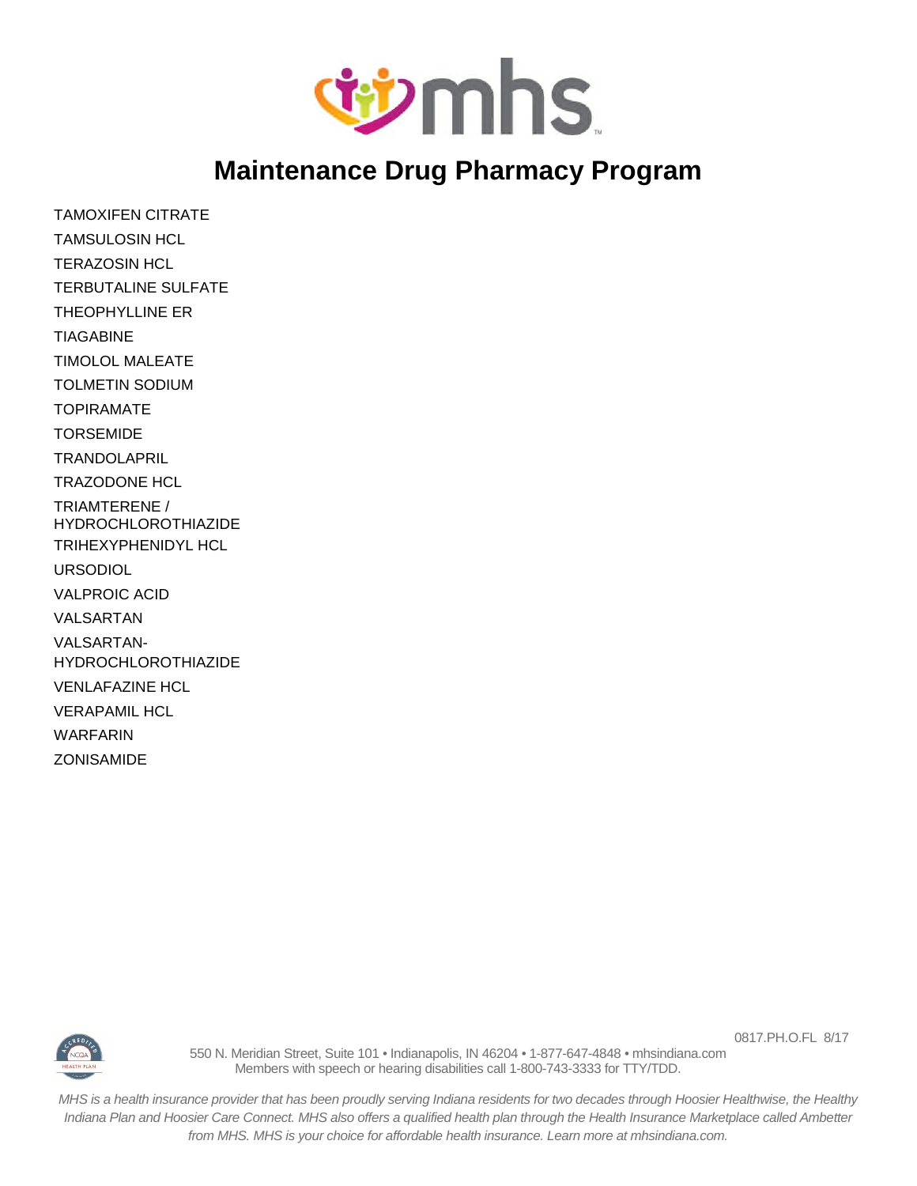# Maintenance Drug Pharmacy Program

TAMOXIFEN CITRATE
TAMSULOSIN HCL
TERAZOSIN HCL
TERBUTALINE SULFATE
THEOPHYLLINE ER
TIAGABINE
TIMOLOL MALEATE
TOLMETIN SODIUM
TOPIRAMATE
TORSEMIDE
TRANDOLAPRIL
TRAZODONE HCL
TRIAMTERENE / HYDROCHLOROTHIAZIDE
TRIHEXYPHENIDYL HCL
URSODIOL
VALPROIC ACID
VALSARTAN
VALSARTAN-HYDROCHLOROTHIAZIDE
VENLAFAZINE HCL
VERAPAMIL HCL
WARFARIN
ZONISAMIDE

0817.PH.O.FL 8/17

550 N. Meridian Street, Suite 101 • Indianapolis, IN 46204 • 1-877-647-4848 • mhsindiana.com
Members with speech or hearing disabilities call 1-800-743-3333 for TTY/TDD.

*MHS is a health insurance provider that has been proudly serving Indiana residents for two decades through Hoosier Healthwise, the Healthy Indiana Plan and Hoosier Care Connect. MHS also offers a qualified health plan through the Health Insurance Marketplace called Ambetter from MHS. MHS is your choice for affordable health insurance. Learn more at mhsindiana.com.*